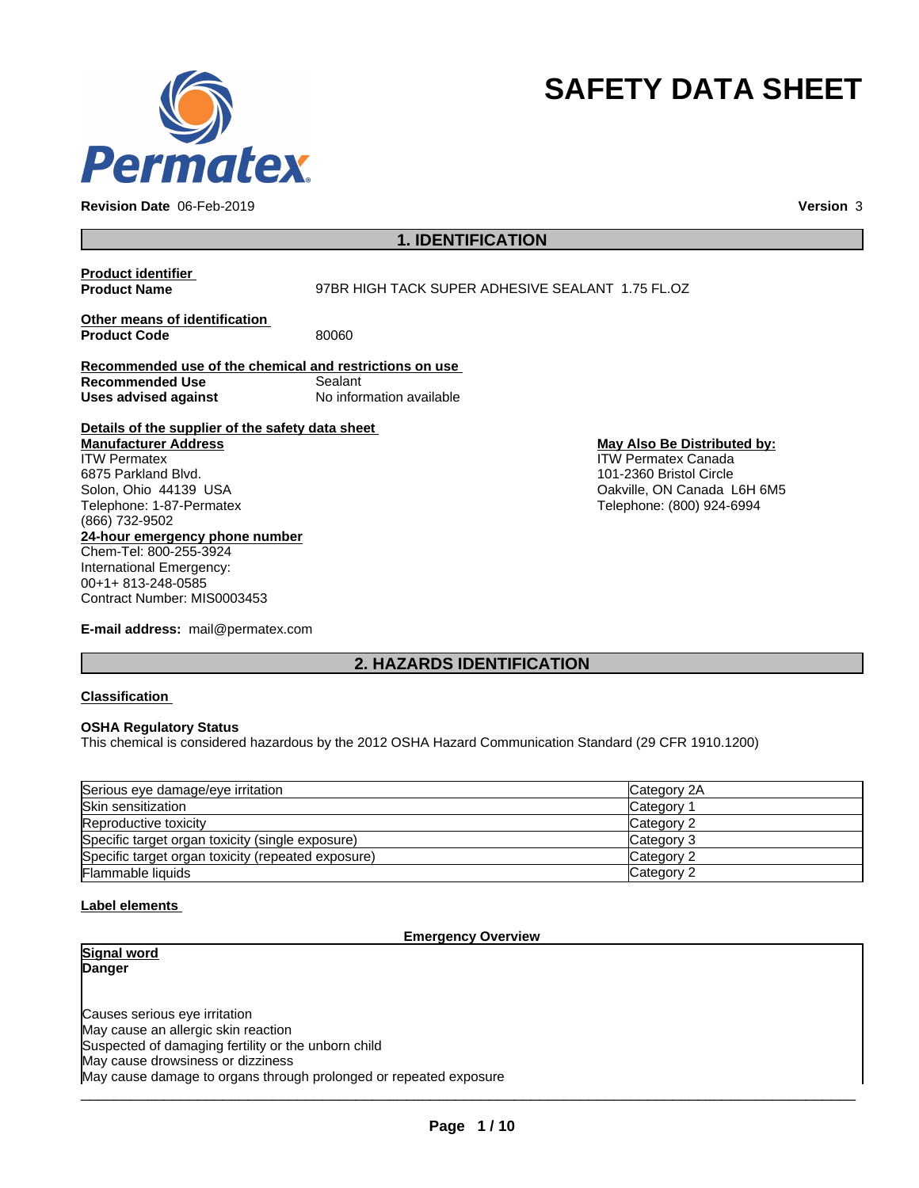# SAFETY DATA SHEET

**Revision Date** 06-Feb-2019 **Version** 3

## 1. IDENTIFICATION

**Product identifier**

**Product Name** 97BR HIGH TACK SUPER ADHESIVE SEALANT 1.75 FL.OZ

**Other means of identification**

**Product Code** 80060

**Recommended use of the chemical and restrictions on use**

**Recommended Use** Sealant

**Uses advised against** No information available

**Details of the supplier of the safety data sheet**

**Manufacturer Address**

ITW Permatex
6875 Parkland Blvd.
Solon, Ohio 44139 USA
Telephone: 1-87-Permatex
(866) 732-9502

**May Also Be Distributed by:**

ITW Permatex Canada
101-2360 Bristol Circle
Oakville, ON Canada L6H 6M5
Telephone: (800) 924-6994

**24-hour emergency phone number**

Chem-Tel: 800-255-3924
International Emergency:
00+1+ 813-248-0585
Contract Number: MIS0003453

**E-mail address:** mail@permatex.com

## 2. HAZARDS IDENTIFICATION

**Classification**

**OSHA Regulatory Status**

This chemical is considered hazardous by the 2012 OSHA Hazard Communication Standard (29 CFR 1910.1200)

| Hazard | Category |
|---|---|
| Serious eye damage/eye irritation | Category 2A |
| Skin sensitization | Category 1 |
| Reproductive toxicity | Category 2 |
| Specific target organ toxicity (single exposure) | Category 3 |
| Specific target organ toxicity (repeated exposure) | Category 2 |
| Flammable liquids | Category 2 |

**Label elements**

**Emergency Overview**

**Signal word**

**Danger**

Causes serious eye irritation
May cause an allergic skin reaction
Suspected of damaging fertility or the unborn child
May cause drowsiness or dizziness
May cause damage to organs through prolonged or repeated exposure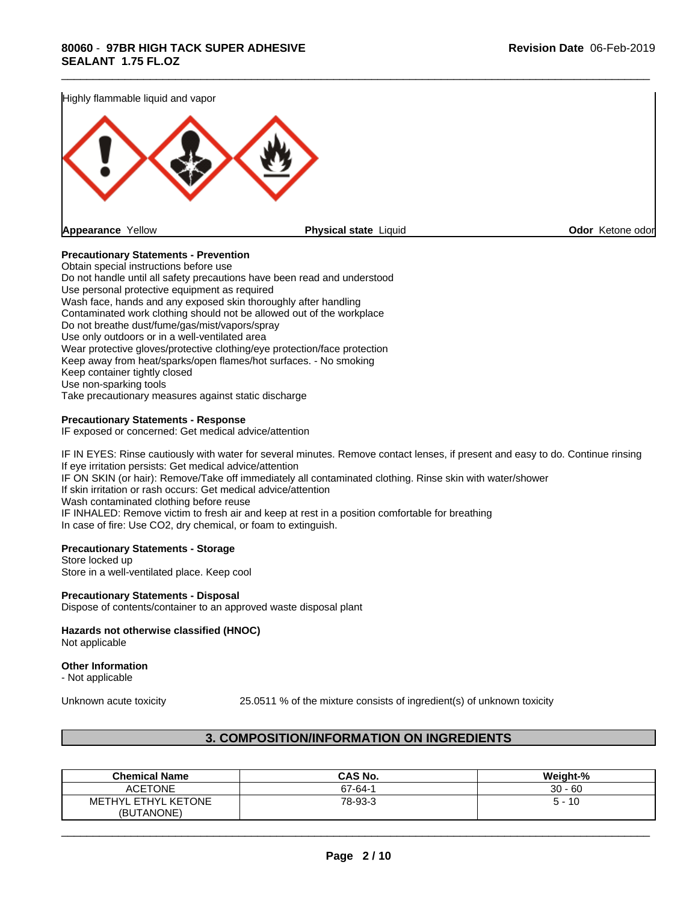Highly flammable liquid and vapor

**Appearance** Yellow | **Physical state** Liquid | **Odor** Ketone odor

**Precautionary Statements - Prevention**

Obtain special instructions before use
Do not handle until all safety precautions have been read and understood
Use personal protective equipment as required
Wash face, hands and any exposed skin thoroughly after handling
Contaminated work clothing should not be allowed out of the workplace
Do not breathe dust/fume/gas/mist/vapors/spray
Use only outdoors or in a well-ventilated area
Wear protective gloves/protective clothing/eye protection/face protection
Keep away from heat/sparks/open flames/hot surfaces. - No smoking
Keep container tightly closed
Use non-sparking tools
Take precautionary measures against static discharge

**Precautionary Statements - Response**

IF exposed or concerned: Get medical advice/attention

IF IN EYES: Rinse cautiously with water for several minutes. Remove contact lenses, if present and easy to do. Continue rinsing
If eye irritation persists: Get medical advice/attention
IF ON SKIN (or hair): Remove/Take off immediately all contaminated clothing. Rinse skin with water/shower
If skin irritation or rash occurs: Get medical advice/attention
Wash contaminated clothing before reuse
IF INHALED: Remove victim to fresh air and keep at rest in a position comfortable for breathing
In case of fire: Use CO2, dry chemical, or foam to extinguish.

**Precautionary Statements - Storage**

Store locked up
Store in a well-ventilated place. Keep cool

**Precautionary Statements - Disposal**

Dispose of contents/container to an approved waste disposal plant

**Hazards not otherwise classified (HNOC)**

Not applicable

**Other Information**

- Not applicable

Unknown acute toxicity 25.0511 % of the mixture consists of ingredient(s) of unknown toxicity

## 3. COMPOSITION/INFORMATION ON INGREDIENTS

| Chemical Name | CAS No. | Weight-% |
|---|---|---|
| ACETONE | 67-64-1 | 30 - 60 |
| METHYL ETHYL KETONE (BUTANONE) | 78-93-3 | 5 - 10 |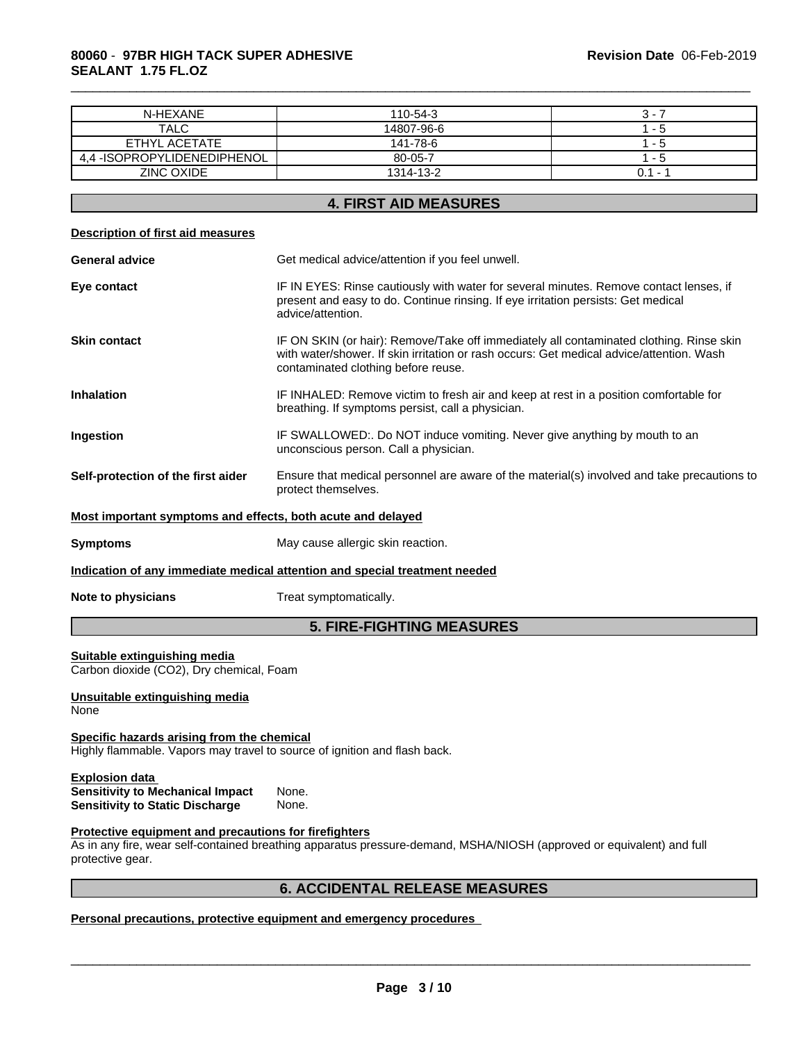| N-HEXANE | 110-54-3 | 3 - 7 |
|---|---|---|
| TALC | 14807-96-6 | 1 - 5 |
| ETHYL ACETATE | 141-78-6 | 1 - 5 |
| 4,4 -ISOPROPYLIDENEDIPHENOL | 80-05-7 | 1 - 5 |
| ZINC OXIDE | 1314-13-2 | 0.1 - 1 |

## 4. FIRST AID MEASURES

**Description of first aid measures**

**General advice** Get medical advice/attention if you feel unwell.

**Eye contact** IF IN EYES: Rinse cautiously with water for several minutes. Remove contact lenses, if present and easy to do. Continue rinsing. If eye irritation persists: Get medical advice/attention.

**Skin contact** IF ON SKIN (or hair): Remove/Take off immediately all contaminated clothing. Rinse skin with water/shower. If skin irritation or rash occurs: Get medical advice/attention. Wash contaminated clothing before reuse.

**Inhalation** IF INHALED: Remove victim to fresh air and keep at rest in a position comfortable for breathing. If symptoms persist, call a physician.

**Ingestion** IF SWALLOWED:. Do NOT induce vomiting. Never give anything by mouth to an unconscious person. Call a physician.

**Self-protection of the first aider** Ensure that medical personnel are aware of the material(s) involved and take precautions to protect themselves.

**Most important symptoms and effects, both acute and delayed**

**Symptoms** May cause allergic skin reaction.

**Indication of any immediate medical attention and special treatment needed**

**Note to physicians** Treat symptomatically.

## 5. FIRE-FIGHTING MEASURES

**Suitable extinguishing media**
Carbon dioxide ($CO_2$), Dry chemical, Foam

**Unsuitable extinguishing media**
None

**Specific hazards arising from the chemical**
Highly flammable. Vapors may travel to source of ignition and flash back.

**Explosion data**
**Sensitivity to Mechanical Impact** None.
**Sensitivity to Static Discharge** None.

**Protective equipment and precautions for firefighters**
As in any fire, wear self-contained breathing apparatus pressure-demand, MSHA/NIOSH (approved or equivalent) and full protective gear.

## 6. ACCIDENTAL RELEASE MEASURES

**Personal precautions, protective equipment and emergency procedures**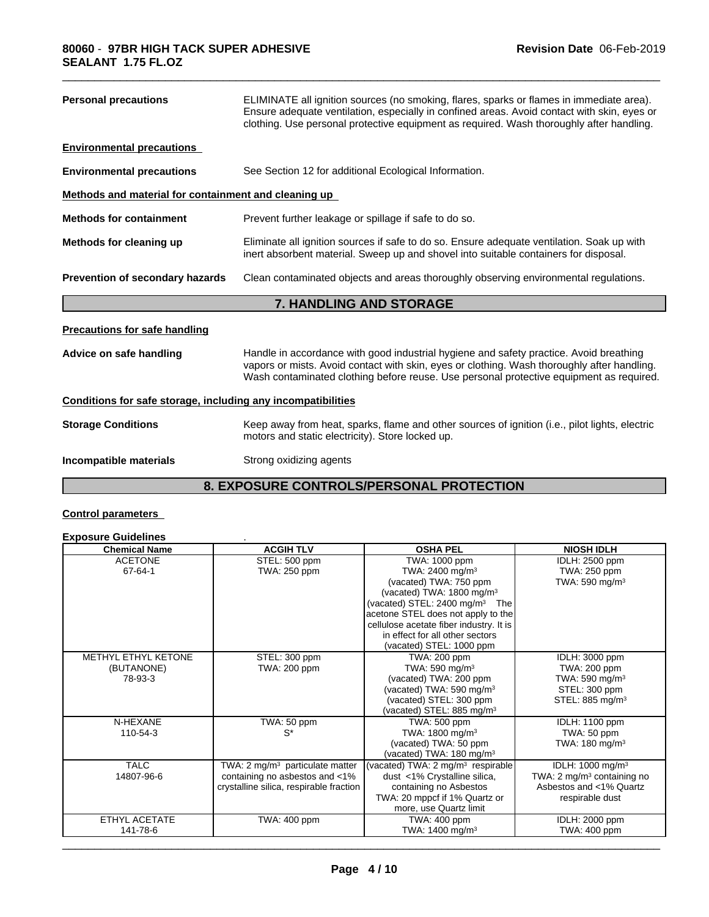| | |
|---|---|
| **Personal precautions** | ELIMINATE all ignition sources (no smoking, flares, sparks or flames in immediate area). Ensure adequate ventilation, especially in confined areas. Avoid contact with skin, eyes or clothing. Use personal protective equipment as required. Wash thoroughly after handling. |

**Environmental precautions**

| | |
|---|---|
| **Environmental precautions** | See Section 12 for additional Ecological Information. |

**Methods and material for containment and cleaning up**

| | |
|---|---|
| **Methods for containment** | Prevent further leakage or spillage if safe to do so. |
| **Methods for cleaning up** | Eliminate all ignition sources if safe to do so. Ensure adequate ventilation. Soak up with inert absorbent material. Sweep up and shovel into suitable containers for disposal. |
| **Prevention of secondary hazards** | Clean contaminated objects and areas thoroughly observing environmental regulations. |

## 7. HANDLING AND STORAGE

**Precautions for safe handling**

| | |
|---|---|
| **Advice on safe handling** | Handle in accordance with good industrial hygiene and safety practice. Avoid breathing vapors or mists. Avoid contact with skin, eyes or clothing. Wash thoroughly after handling. Wash contaminated clothing before reuse. Use personal protective equipment as required. |

**Conditions for safe storage, including any incompatibilities**

| | |
|---|---|
| **Storage Conditions** | Keep away from heat, sparks, flame and other sources of ignition (i.e., pilot lights, electric motors and static electricity). Store locked up. |
| **Incompatible materials** | Strong oxidizing agents |

## 8. EXPOSURE CONTROLS/PERSONAL PROTECTION

**Control parameters**

**Exposure Guidelines** .

| Chemical Name | ACGIH TLV | OSHA PEL | NIOSH IDLH |
|---|---|---|---|
| ACETONE<br>67-64-1 | STEL: 500 ppm<br>TWA: 250 ppm | TWA: 1000 ppm<br>TWA: 2400 mg/m³<br>(vacated) TWA: 750 ppm<br>(vacated) TWA: 1800 mg/m³<br>(vacated) STEL: 2400 mg/m³ The acetone STEL does not apply to the cellulose acetate fiber industry. It is in effect for all other sectors<br>(vacated) STEL: 1000 ppm | IDLH: 2500 ppm<br>TWA: 250 ppm<br>TWA: 590 mg/m³ |
| METHYL ETHYL KETONE (BUTANONE)<br>78-93-3 | STEL: 300 ppm<br>TWA: 200 ppm | TWA: 200 ppm<br>TWA: 590 mg/m³<br>(vacated) TWA: 200 ppm<br>(vacated) TWA: 590 mg/m³<br>(vacated) STEL: 300 ppm<br>(vacated) STEL: 885 mg/m³ | IDLH: 3000 ppm<br>TWA: 200 ppm<br>TWA: 590 mg/m³<br>STEL: 300 ppm<br>STEL: 885 mg/m³ |
| N-HEXANE<br>110-54-3 | TWA: 50 ppm<br>S* | TWA: 500 ppm<br>TWA: 1800 mg/m³<br>(vacated) TWA: 50 ppm<br>(vacated) TWA: 180 mg/m³ | IDLH: 1100 ppm<br>TWA: 50 ppm<br>TWA: 180 mg/m³ |
| TALC<br>14807-96-6 | TWA: 2 mg/m³ particulate matter containing no asbestos and <1% crystalline silica, respirable fraction | (vacated) TWA: 2 mg/m³ respirable dust <1% Crystalline silica, containing no Asbestos<br>TWA: 20 mppcf if 1% Quartz or more, use Quartz limit | IDLH: 1000 mg/m³<br>TWA: 2 mg/m³ containing no Asbestos and <1% Quartz respirable dust |
| ETHYL ACETATE<br>141-78-6 | TWA: 400 ppm | TWA: 400 ppm<br>TWA: 1400 mg/m³ | IDLH: 2000 ppm<br>TWA: 400 ppm |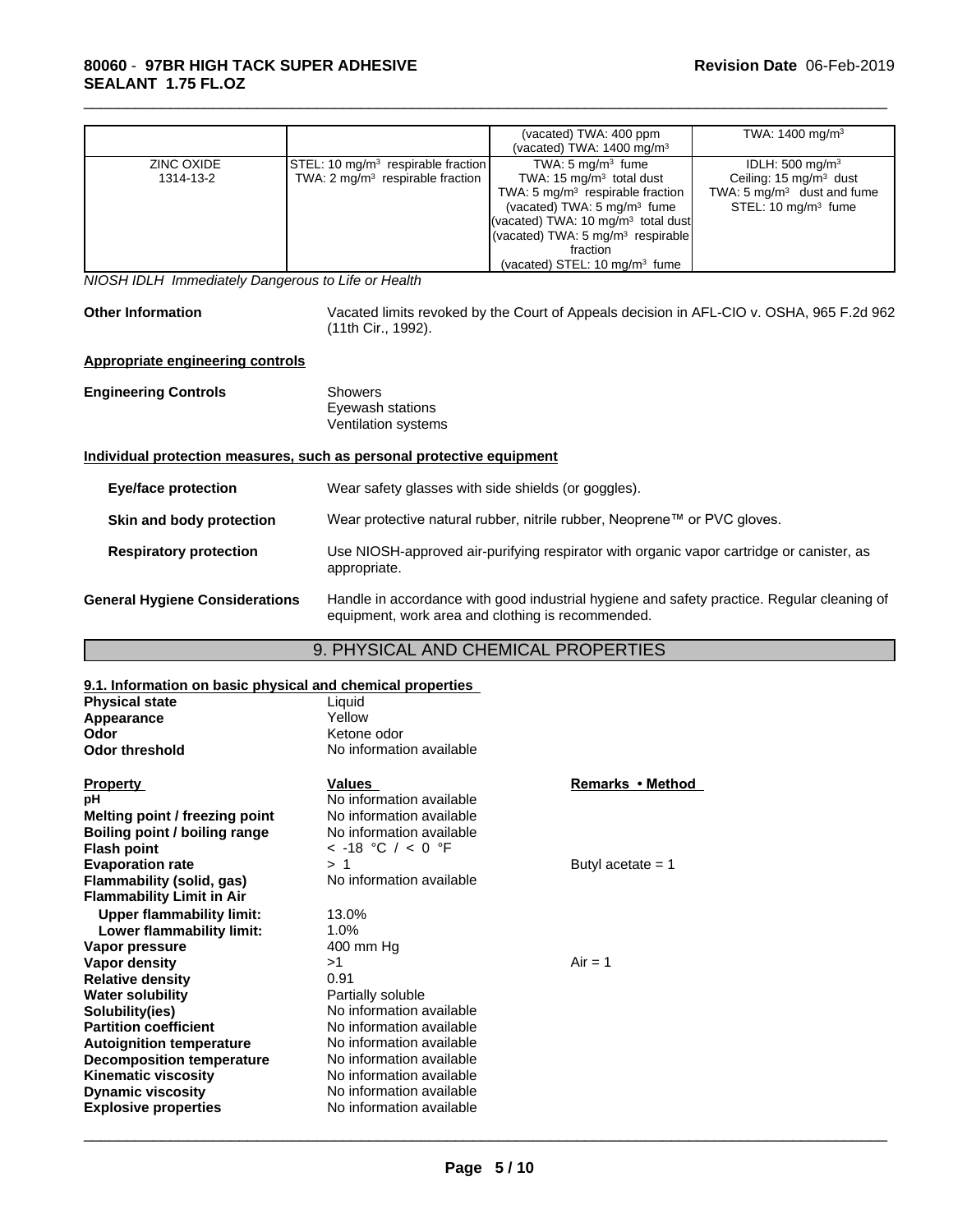| | | (vacated) TWA: 400 ppm<br>(vacated) TWA: 1400 mg/m³ | TWA: 1400 mg/m³ |
|---|---|---|---|
| ZINC OXIDE<br>1314-13-2 | STEL: 10 mg/m³ respirable fraction<br>TWA: 2 mg/m³ respirable fraction | TWA: 5 mg/m³ fume<br>TWA: 15 mg/m³ total dust<br>TWA: 5 mg/m³ respirable fraction<br>(vacated) TWA: 5 mg/m³ fume<br>(vacated) TWA: 10 mg/m³ total dust<br>(vacated) TWA: 5 mg/m³ respirable fraction<br>(vacated) STEL: 10 mg/m³ fume | IDLH: 500 mg/m³<br>Ceiling: 15 mg/m³ dust<br>TWA: 5 mg/m³ dust and fume<br>STEL: 10 mg/m³ fume |

*NIOSH IDLH Immediately Dangerous to Life or Health*

**Other Information** Vacated limits revoked by the Court of Appeals decision in AFL-CIO v. OSHA, 965 F.2d 962 (11th Cir., 1992).

**Appropriate engineering controls**

**Engineering Controls**
Showers
Eyewash stations
Ventilation systems

**Individual protection measures, such as personal protective equipment**

**Eye/face protection** Wear safety glasses with side shields (or goggles).

**Skin and body protection** Wear protective natural rubber, nitrile rubber, Neoprene™ or PVC gloves.

**Respiratory protection** Use NIOSH-approved air-purifying respirator with organic vapor cartridge or canister, as appropriate.

**General Hygiene Considerations** Handle in accordance with good industrial hygiene and safety practice. Regular cleaning of equipment, work area and clothing is recommended.

## 9. PHYSICAL AND CHEMICAL PROPERTIES

**9.1. Information on basic physical and chemical properties**

| | |
|---|---|
| **Physical state** | Liquid |
| **Appearance** | Yellow |
| **Odor** | Ketone odor |
| **Odor threshold** | No information available |

| **Property** | **Values** | **Remarks • Method** |
|---|---|---|
| **pH** | No information available | |
| **Melting point / freezing point** | No information available | |
| **Boiling point / boiling range** | No information available | |
| **Flash point** | < -18 °C / < 0 °F | |
| **Evaporation rate** | > 1 | Butyl acetate = 1 |
| **Flammability (solid, gas)** | No information available | |
| **Flammability Limit in Air** | | |
| **Upper flammability limit:** | 13.0% | |
| **Lower flammability limit:** | 1.0% | |
| **Vapor pressure** | 400 mm Hg | |
| **Vapor density** | >1 | Air = 1 |
| **Relative density** | 0.91 | |
| **Water solubility** | Partially soluble | |
| **Solubility(ies)** | No information available | |
| **Partition coefficient** | No information available | |
| **Autoignition temperature** | No information available | |
| **Decomposition temperature** | No information available | |
| **Kinematic viscosity** | No information available | |
| **Dynamic viscosity** | No information available | |
| **Explosive properties** | No information available | |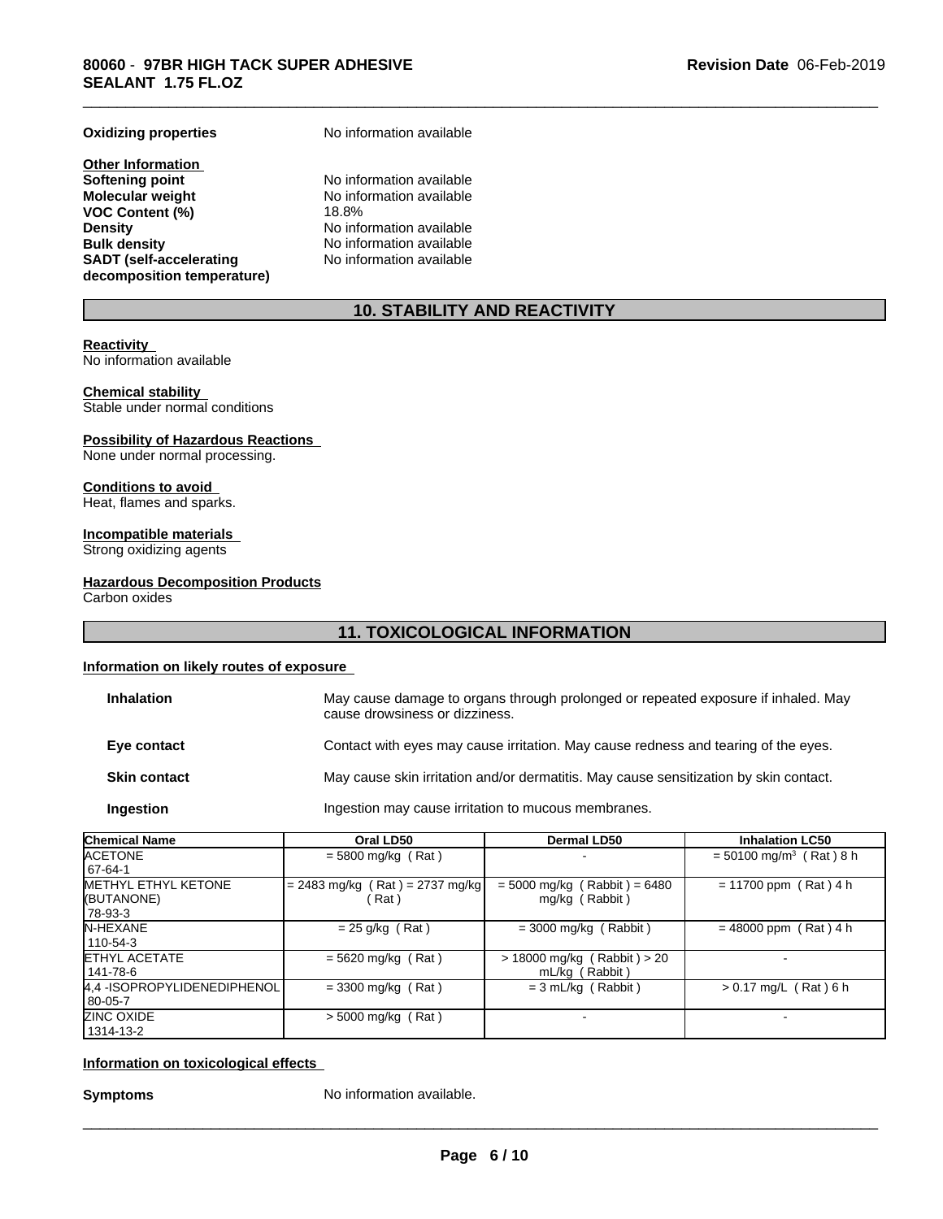**Oxidizing properties** No information available

**Other Information**

| | |
|---|---|
| **Softening point** | No information available |
| **Molecular weight** | No information available |
| **VOC Content (%)** | 18.8% |
| **Density** | No information available |
| **Bulk density** | No information available |
| **SADT (self-accelerating decomposition temperature)** | No information available |

## 10. STABILITY AND REACTIVITY

**Reactivity**
No information available

**Chemical stability**
Stable under normal conditions

**Possibility of Hazardous Reactions**
None under normal processing.

**Conditions to avoid**
Heat, flames and sparks.

**Incompatible materials**
Strong oxidizing agents

**Hazardous Decomposition Products**
Carbon oxides

## 11. TOXICOLOGICAL INFORMATION

**Information on likely routes of exposure**

| | |
|---|---|
| **Inhalation** | May cause damage to organs through prolonged or repeated exposure if inhaled. May cause drowsiness or dizziness. |
| **Eye contact** | Contact with eyes may cause irritation. May cause redness and tearing of the eyes. |
| **Skin contact** | May cause skin irritation and/or dermatitis. May cause sensitization by skin contact. |
| **Ingestion** | Ingestion may cause irritation to mucous membranes. |

| Chemical Name | Oral LD50 | Dermal LD50 | Inhalation LC50 |
|---|---|---|---|
| ACETONE 67-64-1 | = 5800 mg/kg ( Rat ) | - | = 50100 mg/m³ ( Rat ) 8 h |
| METHYL ETHYL KETONE (BUTANONE) 78-93-3 | = 2483 mg/kg ( Rat ) = 2737 mg/kg ( Rat ) | = 5000 mg/kg ( Rabbit ) = 6480 mg/kg ( Rabbit ) | = 11700 ppm ( Rat ) 4 h |
| N-HEXANE 110-54-3 | = 25 g/kg ( Rat ) | = 3000 mg/kg ( Rabbit ) | = 48000 ppm ( Rat ) 4 h |
| ETHYL ACETATE 141-78-6 | = 5620 mg/kg ( Rat ) | > 18000 mg/kg ( Rabbit ) > 20 mL/kg ( Rabbit ) | - |
| 4,4 -ISOPROPYLIDENEDIPHENOL 80-05-7 | = 3300 mg/kg ( Rat ) | = 3 mL/kg ( Rabbit ) | > 0.17 mg/L ( Rat ) 6 h |
| ZINC OXIDE 1314-13-2 | > 5000 mg/kg ( Rat ) | - | - |

**Information on toxicological effects**

**Symptoms** No information available.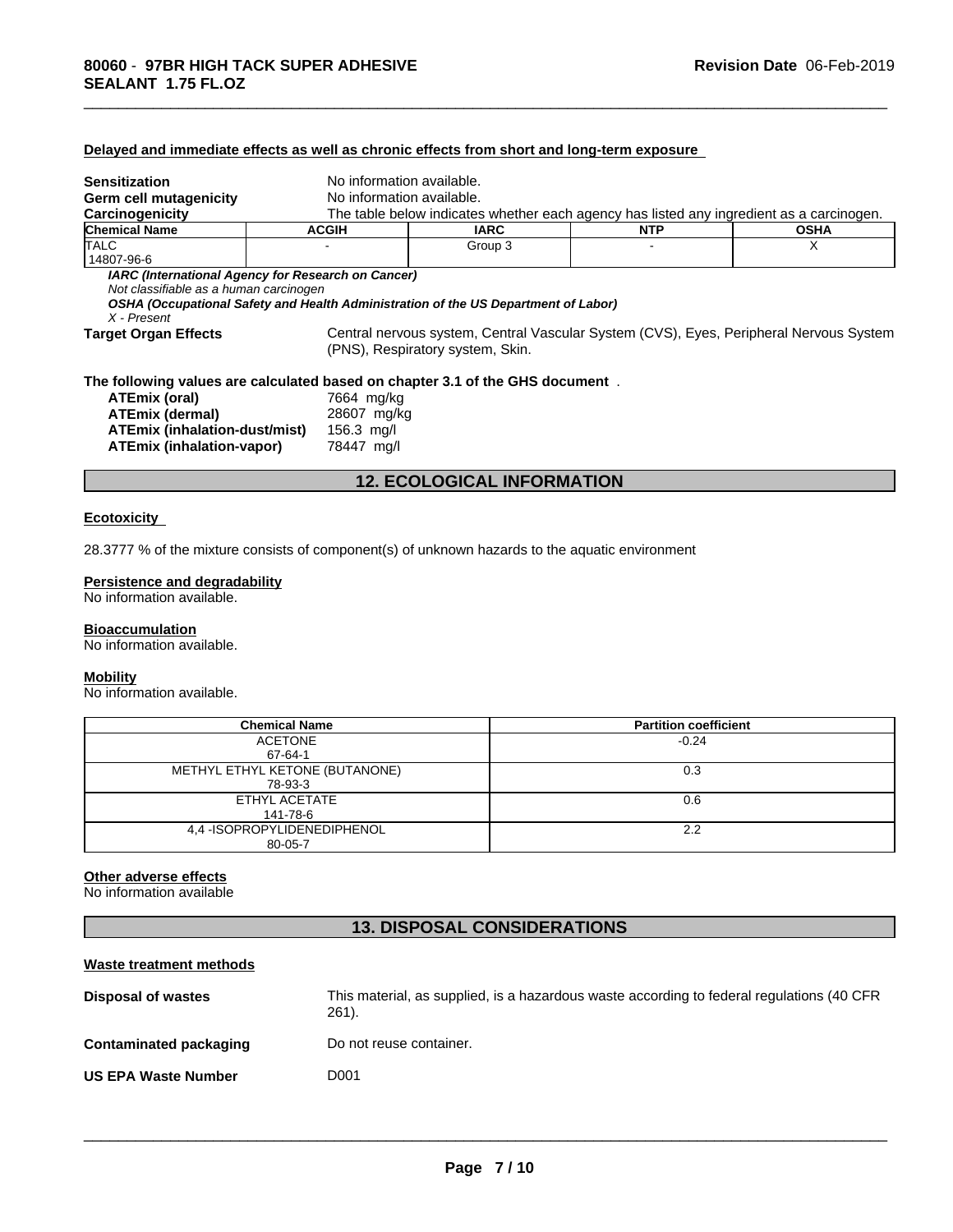**Delayed and immediate effects as well as chronic effects from short and long-term exposure**

**Sensitization** No information available.

**Germ cell mutagenicity** No information available.

**Carcinogenicity** The table below indicates whether each agency has listed any ingredient as a carcinogen.

| Chemical Name | ACGIH | IARC | NTP | OSHA |
|---|---|---|---|---|
| TALC<br>14807-96-6 | - | Group 3 | - | X |

***IARC (International Agency for Research on Cancer)***
*Not classifiable as a human carcinogen*
***OSHA (Occupational Safety and Health Administration of the US Department of Labor)***
*X - Present*

**Target Organ Effects** Central nervous system, Central Vascular System (CVS), Eyes, Peripheral Nervous System (PNS), Respiratory system, Skin.

**The following values are calculated based on chapter 3.1 of the GHS document** .

| | |
|---|---|
| **ATEmix (oral)** | 7664 mg/kg |
| **ATEmix (dermal)** | 28607 mg/kg |
| **ATEmix (inhalation-dust/mist)** | 156.3 mg/l |
| **ATEmix (inhalation-vapor)** | 78447 mg/l |

## 12. ECOLOGICAL INFORMATION

**Ecotoxicity**

28.3777 % of the mixture consists of component(s) of unknown hazards to the aquatic environment

**Persistence and degradability**
No information available.

**Bioaccumulation**
No information available.

**Mobility**
No information available.

| Chemical Name | Partition coefficient |
|---|---|
| ACETONE<br>67-64-1 | -0.24 |
| METHYL ETHYL KETONE (BUTANONE)<br>78-93-3 | 0.3 |
| ETHYL ACETATE<br>141-78-6 | 0.6 |
| 4,4 -ISOPROPYLIDENEDIPHENOL<br>80-05-7 | 2.2 |

**Other adverse effects**
No information available

## 13. DISPOSAL CONSIDERATIONS

**Waste treatment methods**

**Disposal of wastes** This material, as supplied, is a hazardous waste according to federal regulations (40 CFR 261).

**Contaminated packaging** Do not reuse container.

**US EPA Waste Number** D001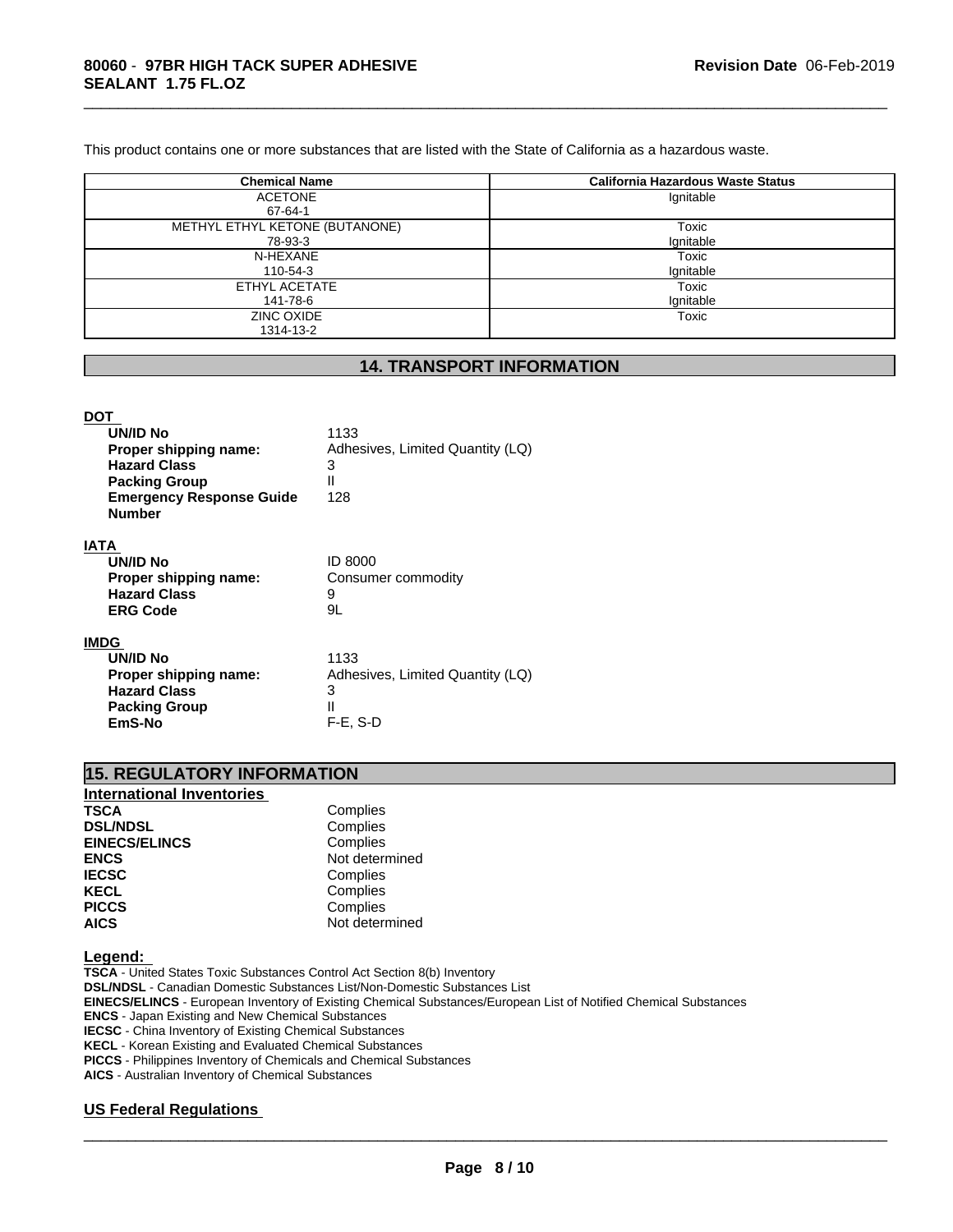This product contains one or more substances that are listed with the State of California as a hazardous waste.

| Chemical Name | California Hazardous Waste Status |
|---|---|
| ACETONE<br>67-64-1 | Ignitable |
| METHYL ETHYL KETONE (BUTANONE)<br>78-93-3 | Toxic<br>Ignitable |
| N-HEXANE<br>110-54-3 | Toxic<br>Ignitable |
| ETHYL ACETATE<br>141-78-6 | Toxic<br>Ignitable |
| ZINC OXIDE<br>1314-13-2 | Toxic |

## 14. TRANSPORT INFORMATION

**DOT**

| | |
|---|---|
| **UN/ID No** | 1133 |
| **Proper shipping name:** | Adhesives, Limited Quantity (LQ) |
| **Hazard Class** | 3 |
| **Packing Group** | II |
| **Emergency Response Guide Number** | 128 |

**IATA**

| | |
|---|---|
| **UN/ID No** | ID 8000 |
| **Proper shipping name:** | Consumer commodity |
| **Hazard Class** | 9 |
| **ERG Code** | 9L |

**IMDG**

| | |
|---|---|
| **UN/ID No** | 1133 |
| **Proper shipping name:** | Adhesives, Limited Quantity (LQ) |
| **Hazard Class** | 3 |
| **Packing Group** | II |
| **EmS-No** | F-E, S-D |

## 15. REGULATORY INFORMATION

**International Inventories**

| | |
|---|---|
| **TSCA** | Complies |
| **DSL/NDSL** | Complies |
| **EINECS/ELINCS** | Complies |
| **ENCS** | Not determined |
| **IECSC** | Complies |
| **KECL** | Complies |
| **PICCS** | Complies |
| **AICS** | Not determined |

**Legend:**

**TSCA** - United States Toxic Substances Control Act Section 8(b) Inventory
**DSL/NDSL** - Canadian Domestic Substances List/Non-Domestic Substances List
**EINECS/ELINCS** - European Inventory of Existing Chemical Substances/European List of Notified Chemical Substances
**ENCS** - Japan Existing and New Chemical Substances
**IECSC** - China Inventory of Existing Chemical Substances
**KECL** - Korean Existing and Evaluated Chemical Substances
**PICCS** - Philippines Inventory of Chemicals and Chemical Substances
**AICS** - Australian Inventory of Chemical Substances

**US Federal Regulations**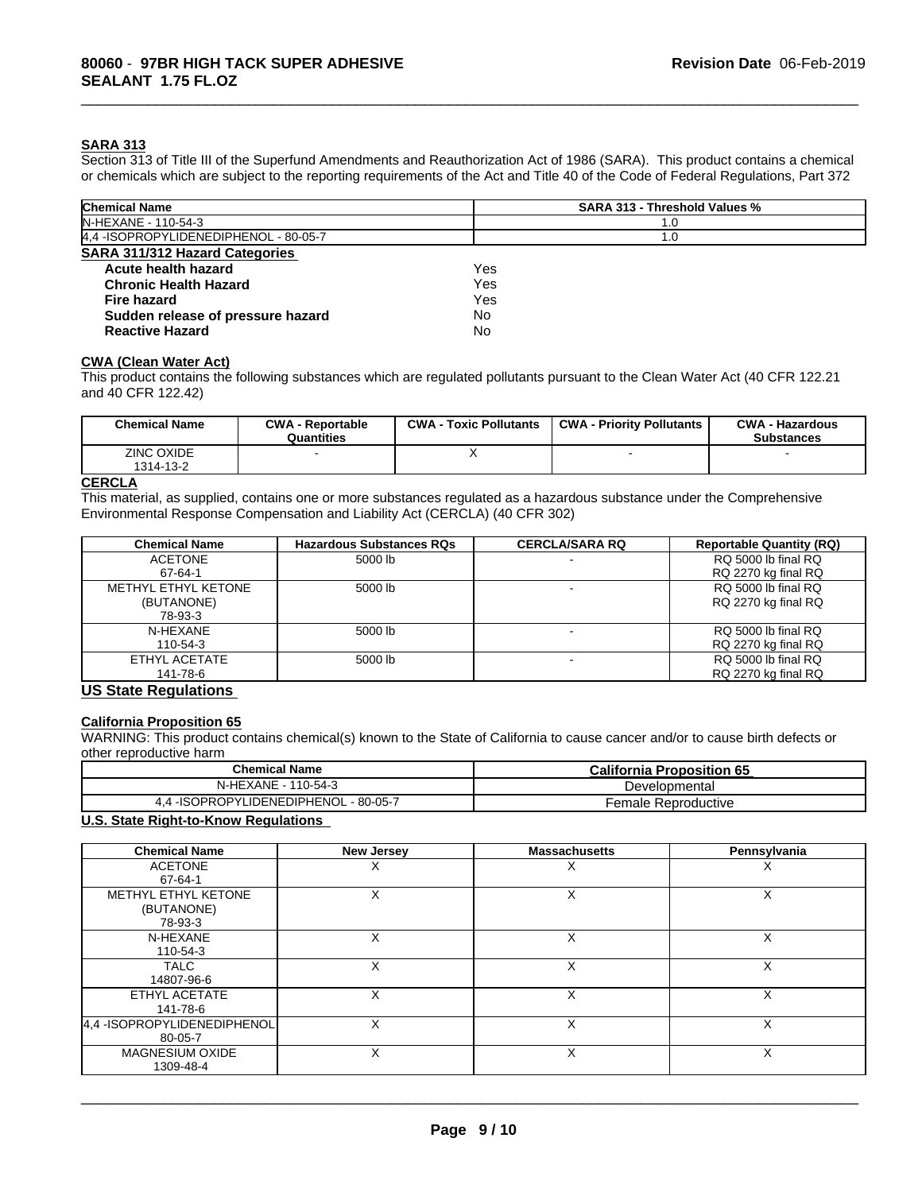### SARA 313

Section 313 of Title III of the Superfund Amendments and Reauthorization Act of 1986 (SARA). This product contains a chemical or chemicals which are subject to the reporting requirements of the Act and Title 40 of the Code of Federal Regulations, Part 372

| Chemical Name | SARA 313 - Threshold Values % |
|---|---|
| N-HEXANE - 110-54-3 | 1.0 |
| 4,4 -ISOPROPYLIDENEDIPHENOL - 80-05-7 | 1.0 |

**SARA 311/312 Hazard Categories**

| | |
|---|---|
| **Acute health hazard** | Yes |
| **Chronic Health Hazard** | Yes |
| **Fire hazard** | Yes |
| **Sudden release of pressure hazard** | No |
| **Reactive Hazard** | No |

### CWA (Clean Water Act)

This product contains the following substances which are regulated pollutants pursuant to the Clean Water Act (40 CFR 122.21 and 40 CFR 122.42)

| Chemical Name | CWA - Reportable Quantities | CWA - Toxic Pollutants | CWA - Priority Pollutants | CWA - Hazardous Substances |
|---|---|---|---|---|
| ZINC OXIDE<br>1314-13-2 | - | X | - | - |

### CERCLA

This material, as supplied, contains one or more substances regulated as a hazardous substance under the Comprehensive Environmental Response Compensation and Liability Act (CERCLA) (40 CFR 302)

| Chemical Name | Hazardous Substances RQs | CERCLA/SARA RQ | Reportable Quantity (RQ) |
|---|---|---|---|
| ACETONE<br>67-64-1 | 5000 lb | - | RQ 5000 lb final RQ<br>RQ 2270 kg final RQ |
| METHYL ETHYL KETONE<br>(BUTANONE)<br>78-93-3 | 5000 lb | - | RQ 5000 lb final RQ<br>RQ 2270 kg final RQ |
| N-HEXANE<br>110-54-3 | 5000 lb | - | RQ 5000 lb final RQ<br>RQ 2270 kg final RQ |
| ETHYL ACETATE<br>141-78-6 | 5000 lb | - | RQ 5000 lb final RQ<br>RQ 2270 kg final RQ |

## US State Regulations

### California Proposition 65

WARNING: This product contains chemical(s) known to the State of California to cause cancer and/or to cause birth defects or other reproductive harm

| Chemical Name | California Proposition 65 |
|---|---|
| N-HEXANE - 110-54-3 | Developmental |
| 4,4 -ISOPROPYLIDENEDIPHENOL - 80-05-7 | Female Reproductive |

### U.S. State Right-to-Know Regulations

| Chemical Name | New Jersey | Massachusetts | Pennsylvania |
|---|---|---|---|
| ACETONE<br>67-64-1 | X | X | X |
| METHYL ETHYL KETONE<br>(BUTANONE)<br>78-93-3 | X | X | X |
| N-HEXANE<br>110-54-3 | X | X | X |
| TALC<br>14807-96-6 | X | X | X |
| ETHYL ACETATE<br>141-78-6 | X | X | X |
| 4,4 -ISOPROPYLIDENEDIPHENOL<br>80-05-7 | X | X | X |
| MAGNESIUM OXIDE<br>1309-48-4 | X | X | X |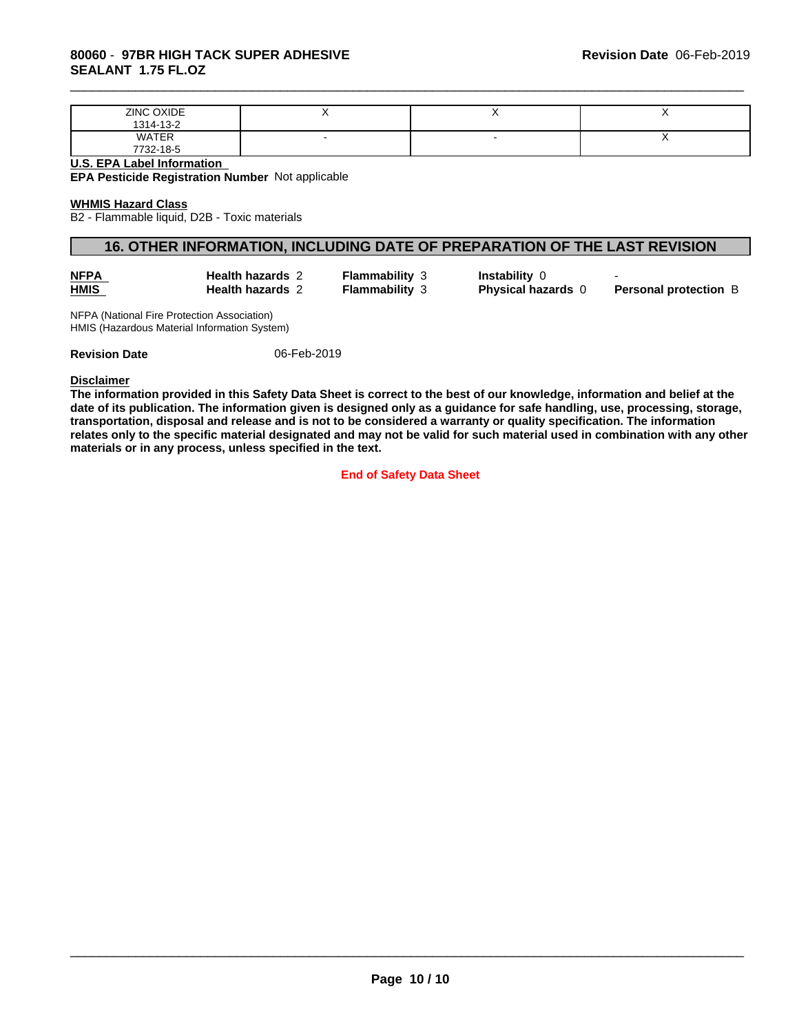| | | | |
|---|---|---|---|
| ZINC OXIDE 1314-13-2 | X | X | X |
| WATER 7732-18-5 | - | - | X |

**U.S. EPA Label Information**

**EPA Pesticide Registration Number** Not applicable

**WHMIS Hazard Class**

B2 - Flammable liquid, D2B - Toxic materials

## 16. OTHER INFORMATION, INCLUDING DATE OF PREPARATION OF THE LAST REVISION

| | | | | |
|---|---|---|---|---|
| **NFPA** | **Health hazards** 2 | **Flammability** 3 | **Instability** 0 | - |
| **HMIS** | **Health hazards** 2 | **Flammability** 3 | **Physical hazards** 0 | **Personal protection** B |

NFPA (National Fire Protection Association)
HMIS (Hazardous Material Information System)

**Revision Date** 06-Feb-2019

**Disclaimer**

**The information provided in this Safety Data Sheet is correct to the best of our knowledge, information and belief at the date of its publication. The information given is designed only as a guidance for safe handling, use, processing, storage, transportation, disposal and release and is not to be considered a warranty or quality specification. The information relates only to the specific material designated and may not be valid for such material used in combination with any other materials or in any process, unless specified in the text.**

**End of Safety Data Sheet**